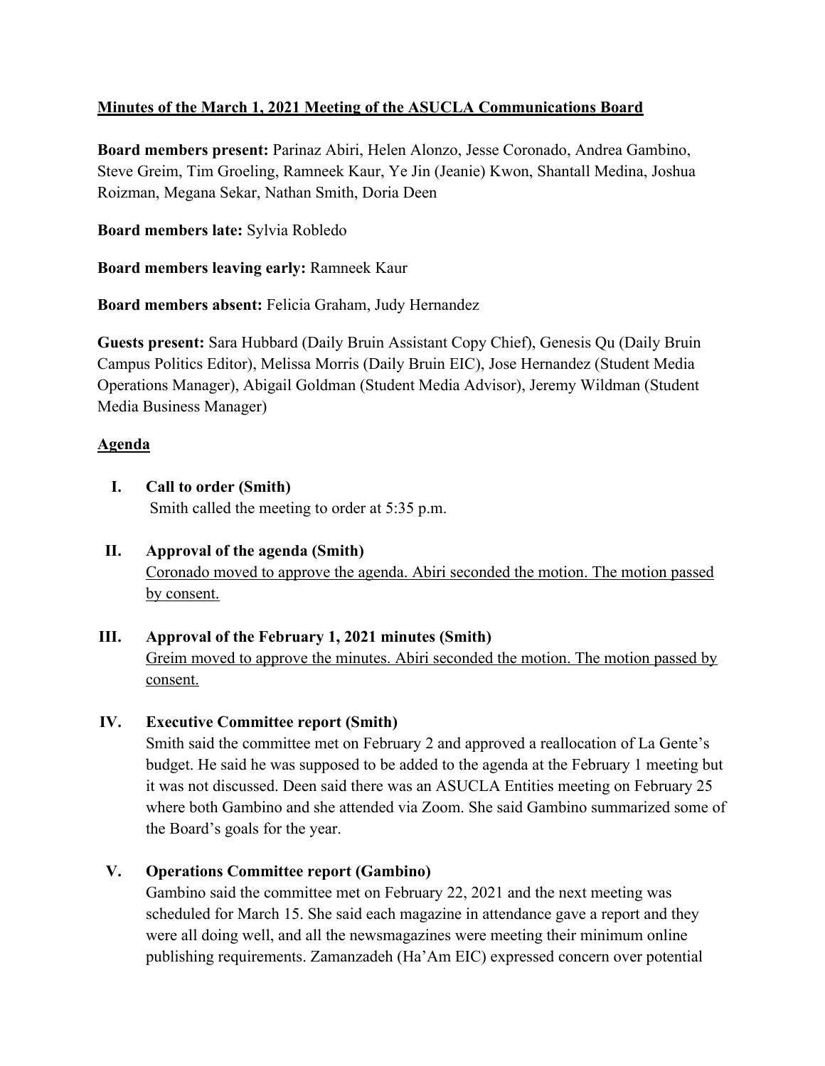**<u>Minutes of the March 1, 2021 Meeting of the ASUCLA Communications Board</u>**

**Board members present:** Parinaz Abiri, Helen Alonzo, Jesse Coronado, Andrea Gambino, Steve Greim, Tim Groeling, Ramneek Kaur, Ye Jin (Jeanie) Kwon, Shantall Medina, Joshua Roizman, Megana Sekar, Nathan Smith, Doria Deen

**Board members late:** Sylvia Robledo

**Board members leaving early:** Ramneek Kaur

**Board members absent:** Felicia Graham, Judy Hernandez

**Guests present:** Sara Hubbard (Daily Bruin Assistant Copy Chief), Genesis Qu (Daily Bruin Campus Politics Editor), Melissa Morris (Daily Bruin EIC), Jose Hernandez (Student Media Operations Manager), Abigail Goldman (Student Media Advisor), Jeremy Wildman (Student Media Business Manager)

**<u>Agenda</u>**

I. **Call to order (Smith)**
Smith called the meeting to order at 5:35 p.m.

II. **Approval of the agenda (Smith)**
<u>Coronado moved to approve the agenda. Abiri seconded the motion. The motion passed by consent.</u>

III. **Approval of the February 1, 2021 minutes (Smith)**
<u>Greim moved to approve the minutes. Abiri seconded the motion. The motion passed by consent.</u>

IV. **Executive Committee report (Smith)**
Smith said the committee met on February 2 and approved a reallocation of La Gente's budget. He said he was supposed to be added to the agenda at the February 1 meeting but it was not discussed. Deen said there was an ASUCLA Entities meeting on February 25 where both Gambino and she attended via Zoom. She said Gambino summarized some of the Board's goals for the year.

V. **Operations Committee report (Gambino)**
Gambino said the committee met on February 22, 2021 and the next meeting was scheduled for March 15. She said each magazine in attendance gave a report and they were all doing well, and all the newsmagazines were meeting their minimum online publishing requirements. Zamanzadeh (Ha'Am EIC) expressed concern over potential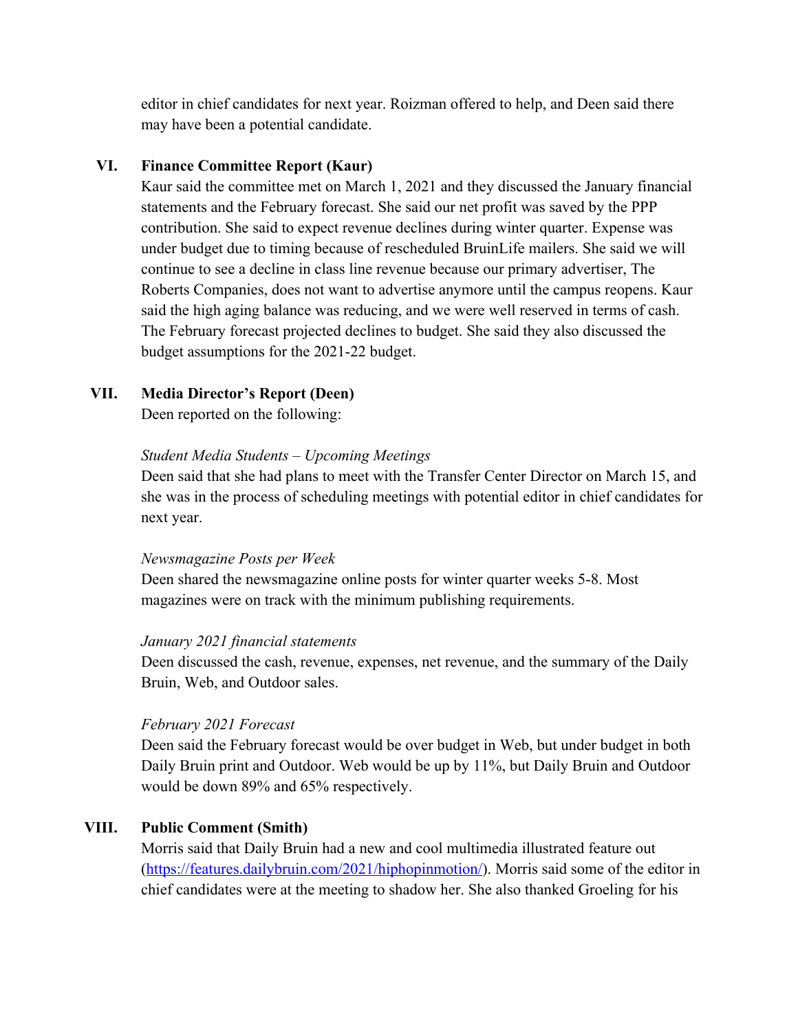editor in chief candidates for next year. Roizman offered to help, and Deen said there may have been a potential candidate.

## VI. Finance Committee Report (Kaur)

Kaur said the committee met on March 1, 2021 and they discussed the January financial statements and the February forecast. She said our net profit was saved by the PPP contribution. She said to expect revenue declines during winter quarter. Expense was under budget due to timing because of rescheduled BruinLife mailers. She said we will continue to see a decline in class line revenue because our primary advertiser, The Roberts Companies, does not want to advertise anymore until the campus reopens. Kaur said the high aging balance was reducing, and we were well reserved in terms of cash. The February forecast projected declines to budget. She said they also discussed the budget assumptions for the 2021-22 budget.

## VII. Media Director's Report (Deen)

Deen reported on the following:

*Student Media Students – Upcoming Meetings*

Deen said that she had plans to meet with the Transfer Center Director on March 15, and she was in the process of scheduling meetings with potential editor in chief candidates for next year.

*Newsmagazine Posts per Week*

Deen shared the newsmagazine online posts for winter quarter weeks 5-8. Most magazines were on track with the minimum publishing requirements.

*January 2021 financial statements*

Deen discussed the cash, revenue, expenses, net revenue, and the summary of the Daily Bruin, Web, and Outdoor sales.

*February 2021 Forecast*

Deen said the February forecast would be over budget in Web, but under budget in both Daily Bruin print and Outdoor. Web would be up by 11%, but Daily Bruin and Outdoor would be down 89% and 65% respectively.

## VIII. Public Comment (Smith)

Morris said that Daily Bruin had a new and cool multimedia illustrated feature out ([https://features.dailybruin.com/2021/hiphopinmotion/](https://features.dailybruin.com/2021/hiphopinmotion/)). Morris said some of the editor in chief candidates were at the meeting to shadow her. She also thanked Groeling for his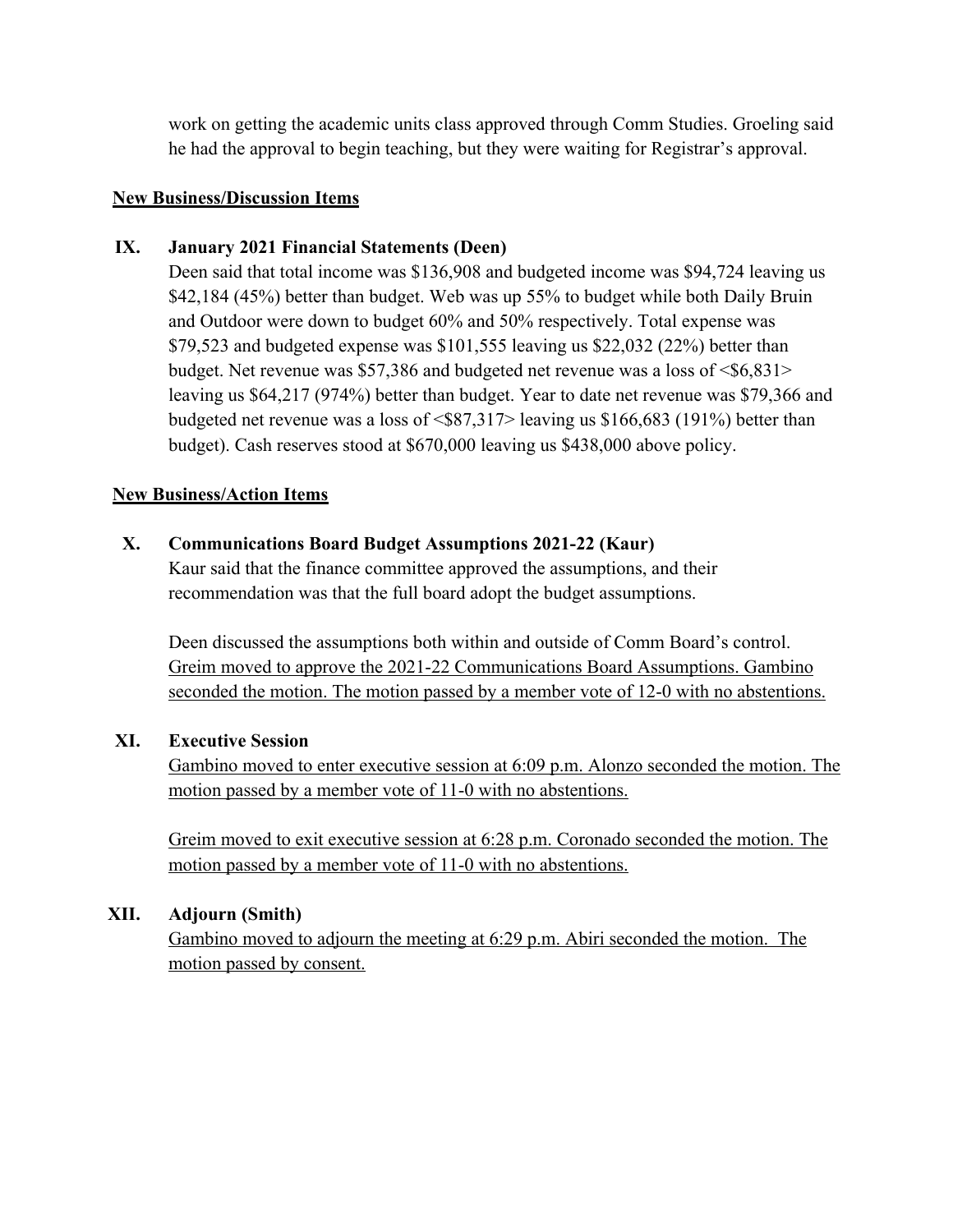work on getting the academic units class approved through Comm Studies. Groeling said he had the approval to begin teaching, but they were waiting for Registrar's approval.

**New Business/Discussion Items**

**IX. January 2021 Financial Statements (Deen)**

Deen said that total income was $136,908 and budgeted income was $94,724 leaving us $42,184 (45%) better than budget. Web was up 55% to budget while both Daily Bruin and Outdoor were down to budget 60% and 50% respectively. Total expense was $79,523 and budgeted expense was $101,555 leaving us $22,032 (22%) better than budget. Net revenue was $57,386 and budgeted net revenue was a loss of <$6,831> leaving us $64,217 (974%) better than budget. Year to date net revenue was $79,366 and budgeted net revenue was a loss of <$87,317> leaving us $166,683 (191%) better than budget). Cash reserves stood at $670,000 leaving us $438,000 above policy.

**New Business/Action Items**

**X. Communications Board Budget Assumptions 2021-22 (Kaur)**

Kaur said that the finance committee approved the assumptions, and their recommendation was that the full board adopt the budget assumptions.

Deen discussed the assumptions both within and outside of Comm Board's control. Greim moved to approve the 2021-22 Communications Board Assumptions. Gambino seconded the motion. The motion passed by a member vote of 12-0 with no abstentions.

**XI. Executive Session**

Gambino moved to enter executive session at 6:09 p.m. Alonzo seconded the motion. The motion passed by a member vote of 11-0 with no abstentions.

Greim moved to exit executive session at 6:28 p.m. Coronado seconded the motion. The motion passed by a member vote of 11-0 with no abstentions.

**XII. Adjourn (Smith)**

Gambino moved to adjourn the meeting at 6:29 p.m. Abiri seconded the motion. The motion passed by consent.